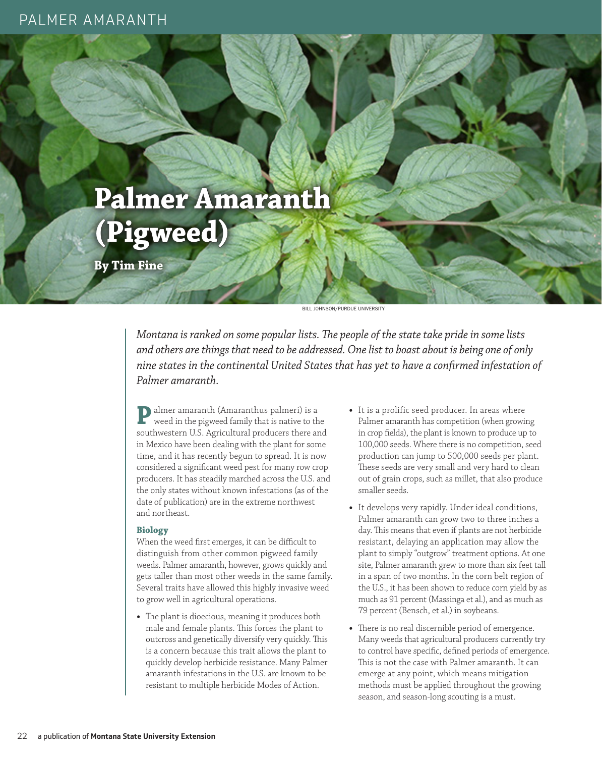# Palmer Amaranth (Pigweed)

**By Tim Fine**

BILL JOHNSON/PURDUE UNIVERSITY

*Montana is ranked on some popular lists. The people of the state take pride in some lists and others are things that need to be addressed. One list to boast about is being one of only nine states in the continental United States that has yet to have a confirmed infestation of Palmer amaranth.*

Palmer amaranth (Amaranthus palmeri) is a weed in the pigweed family that is native to the southwestern U.S. Agricultural producers there and in Mexico have been dealing with the plant for some time, and it has recently begun to spread. It is now considered a significant weed pest for many row crop producers. It has steadily marched across the U.S. and the only states without known infestations (as of the date of publication) are in the extreme northwest and northeast.

## Biology

When the weed first emerges, it can be difficult to distinguish from other common pigweed family weeds. Palmer amaranth, however, grows quickly and gets taller than most other weeds in the same family. Several traits have allowed this highly invasive weed to grow well in agricultural operations.

- The plant is dioecious, meaning it produces both male and female plants. This forces the plant to outcross and genetically diversify very quickly. This is a concern because this trait allows the plant to quickly develop herbicide resistance. Many Palmer amaranth infestations in the U.S. are known to be resistant to multiple herbicide Modes of Action.
- It is a prolific seed producer. In areas where Palmer amaranth has competition (when growing in crop fields), the plant is known to produce up to 100,000 seeds. Where there is no competition, seed production can jump to 500,000 seeds per plant. These seeds are very small and very hard to clean out of grain crops, such as millet, that also produce smaller seeds.
- It develops very rapidly. Under ideal conditions, Palmer amaranth can grow two to three inches a day. This means that even if plants are not herbicide resistant, delaying an application may allow the plant to simply "outgrow" treatment options. At one site, Palmer amaranth grew to more than six feet tall in a span of two months. In the corn belt region of the U.S., it has been shown to reduce corn yield by as much as 91 percent (Massinga et al.), and as much as 79 percent (Bensch, et al.) in soybeans.
- There is no real discernible period of emergence. Many weeds that agricultural producers currently try to control have specific, defined periods of emergence. This is not the case with Palmer amaranth. It can emerge at any point, which means mitigation methods must be applied throughout the growing season, and season-long scouting is a must.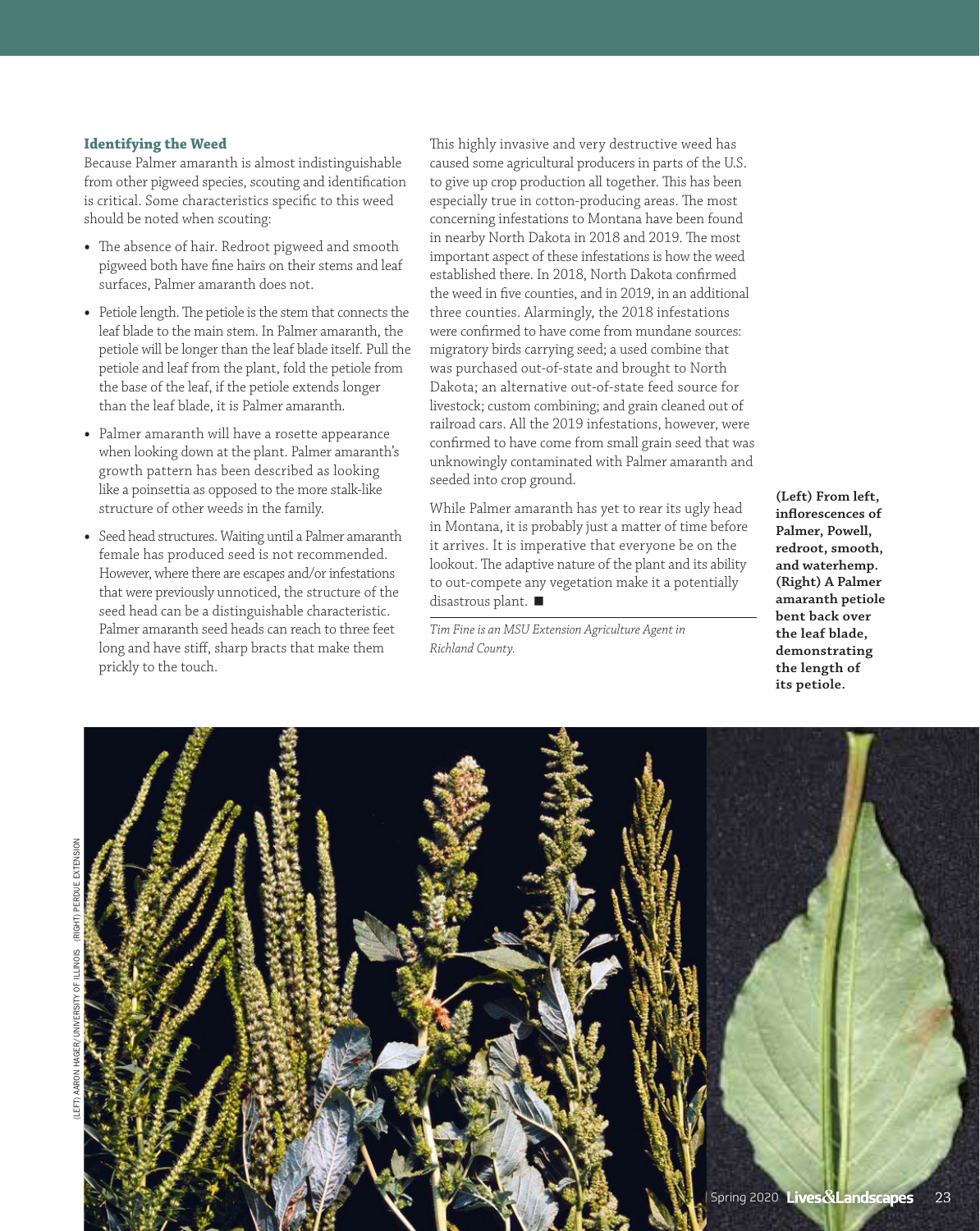### Identifying the Weed

Because Palmer amaranth is almost indistinguishable from other pigweed species, scouting and identification is critical. Some characteristics specific to this weed should be noted when scouting:

- The absence of hair. Redroot pigweed and smooth pigweed both have fine hairs on their stems and leaf surfaces, Palmer amaranth does not.
- Petiole length. The petiole is the stem that connects the leaf blade to the main stem. In Palmer amaranth, the petiole will be longer than the leaf blade itself. Pull the petiole and leaf from the plant, fold the petiole from the base of the leaf, if the petiole extends longer than the leaf blade, it is Palmer amaranth.
- Palmer amaranth will have a rosette appearance when looking down at the plant. Palmer amaranth's growth pattern has been described as looking like a poinsettia as opposed to the more stalk-like structure of other weeds in the family.
- Seed head structures. Waiting until a Palmer amaranth female has produced seed is not recommended. However, where there are escapes and/or infestations that were previously unnoticed, the structure of the seed head can be a distinguishable characteristic. Palmer amaranth seed heads can reach to three feet long and have stiff, sharp bracts that make them prickly to the touch.

This highly invasive and very destructive weed has caused some agricultural producers in parts of the U.S. to give up crop production all together. This has been especially true in cotton-producing areas. The most concerning infestations to Montana have been found in nearby North Dakota in 2018 and 2019. The most important aspect of these infestations is how the weed established there. In 2018, North Dakota confirmed the weed in five counties, and in 2019, in an additional three counties. Alarmingly, the 2018 infestations were confirmed to have come from mundane sources: migratory birds carrying seed; a used combine that was purchased out-of-state and brought to North Dakota; an alternative out-of-state feed source for livestock; custom combining; and grain cleaned out of railroad cars. All the 2019 infestations, however, were confirmed to have come from small grain seed that was unknowingly contaminated with Palmer amaranth and seeded into crop ground.

While Palmer amaranth has yet to rear its ugly head in Montana, it is probably just a matter of time before it arrives. It is imperative that everyone be on the lookout. The adaptive nature of the plant and its ability to out-compete any vegetation make it a potentially disastrous plant. ■

*Tim Fine is an MSU Extension Agriculture Agent in Richland County.*

**(Left) From left, inflorescences of Palmer, Powell, redroot, smooth, and waterhemp. (Right) A Palmer amaranth petiole bent back over the leaf blade, demonstrating the length of its petiole.**

(LEFT) AARON HAGER/UNIVERSITY OF ILLINOIS (RIGHT) PERDUE EXTENSION